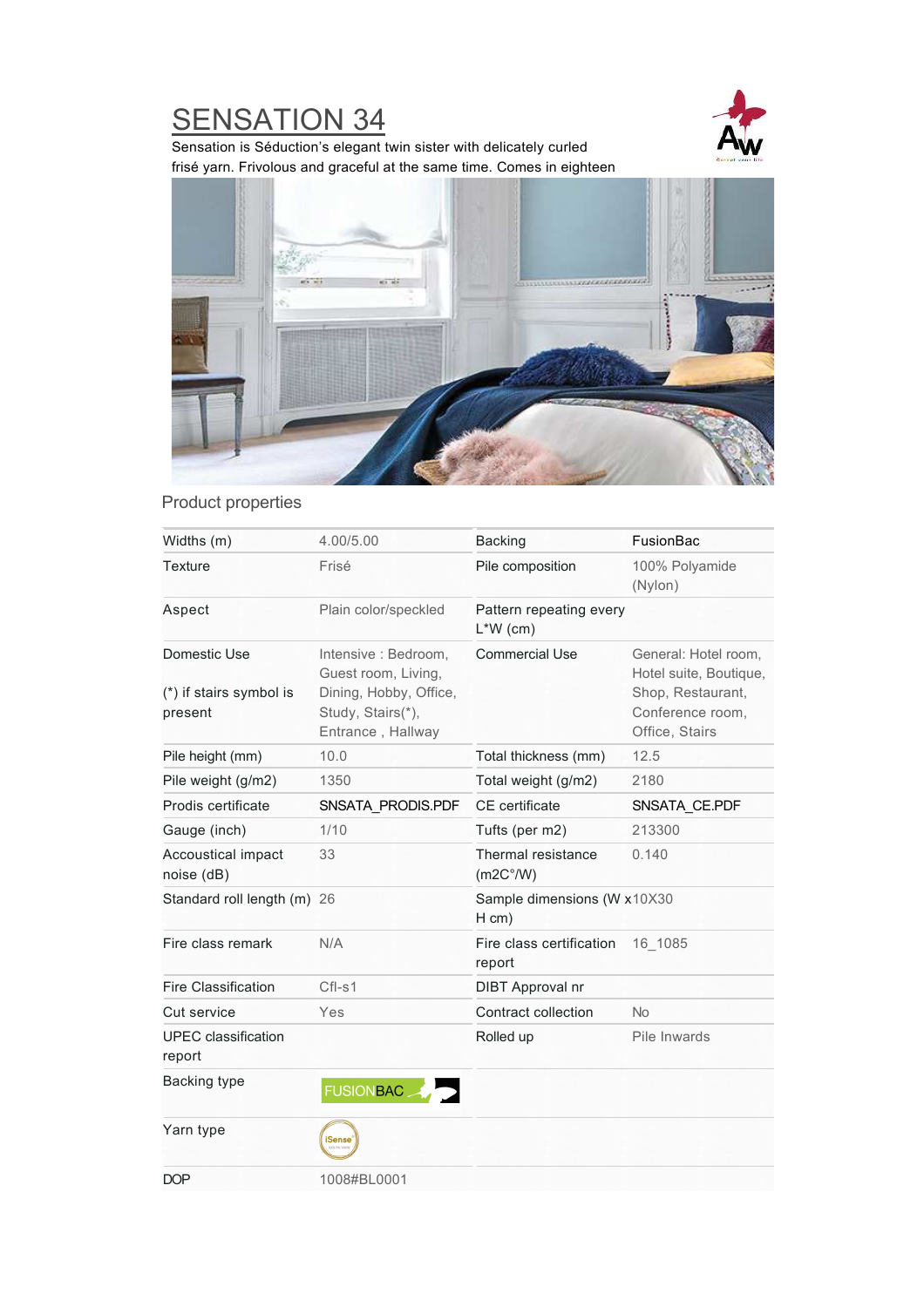# SENSATION 34

Sensation is Séduction's elegant twin sister with delicately curled frisé yarn. Frivolous and graceful at the same time. Comes in eighteen

## Product properties

| | | | |
|---|---|---|---|
| Widths (m) | 4.00/5.00 | Backing | FusionBac |
| Texture | Frisé | Pile composition | 100% Polyamide (Nylon) |
| Aspect | Plain color/speckled | Pattern repeating every L*W (cm) | |
| Domestic Use<br><br>(*) if stairs symbol is present | Intensive : Bedroom, Guest room, Living, Dining, Hobby, Office, Study, Stairs(*), Entrance , Hallway | Commercial Use | General: Hotel room, Hotel suite, Boutique, Shop, Restaurant, Conference room, Office, Stairs |
| Pile height (mm) | 10.0 | Total thickness (mm) | 12.5 |
| Pile weight (g/m2) | 1350 | Total weight (g/m2) | 2180 |
| Prodis certificate | SNSATA_PRODIS.PDF | CE certificate | SNSATA_CE.PDF |
| Gauge (inch) | 1/10 | Tufts (per m2) | 213300 |
| Accoustical impact noise (dB) | 33 | Thermal resistance (m2C°/W) | 0.140 |
| Standard roll length (m) | 26 | Sample dimensions (W x H cm) | 10X30 |
| Fire class remark | N/A | Fire class certification report | 16_1085 |
| Fire Classification | Cfl-s1 | DIBT Approval nr | |
| Cut service | Yes | Contract collection | No |
| UPEC classification report | | Rolled up | Pile Inwards |
| Backing type | FUSIONBAC | | |
| Yarn type | iSense | | |
| DOP | 1008#BL0001 | | |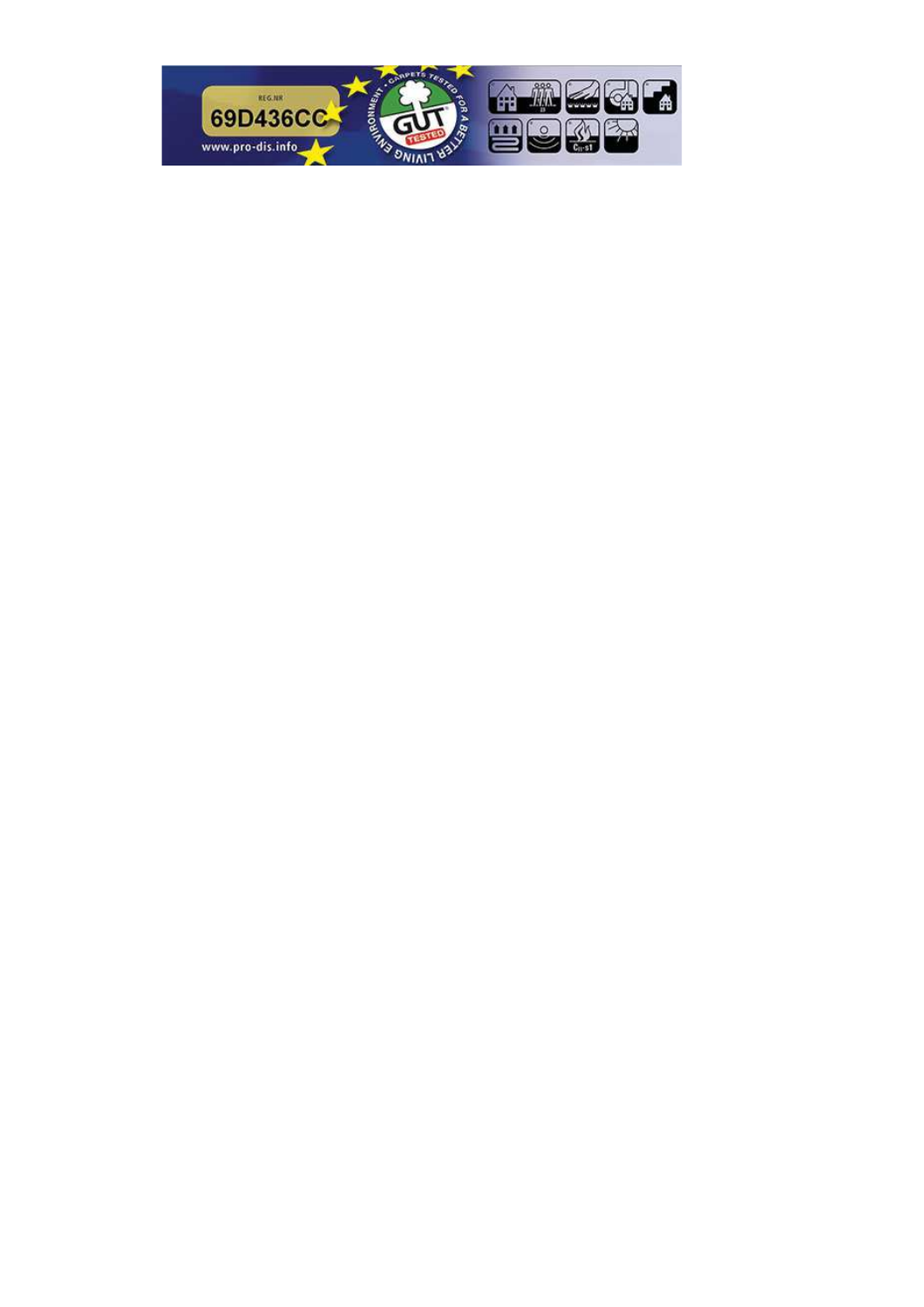REG.NR

69D436CC

www.pro-dis.info

CARPETS TESTED FOR A BETTER LIVING ENVIRONMENT

GUT

TESTED

$C_{fl}$-s1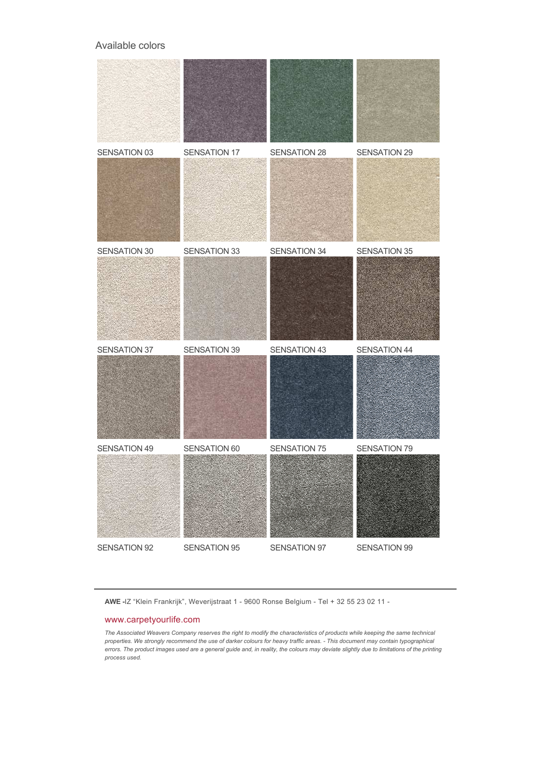Available colors

SENSATION 03

SENSATION 17

SENSATION 28

SENSATION 29

SENSATION 30

SENSATION 33

SENSATION 34

SENSATION 35

SENSATION 37

SENSATION 39

SENSATION 43

SENSATION 44

SENSATION 49

SENSATION 60

SENSATION 75

SENSATION 79

SENSATION 92

SENSATION 95

SENSATION 97

SENSATION 99

**AWE -**IZ “Klein Frankrijk”, Weverijstraat 1 - 9600 Ronse Belgium - Tel + 32 55 23 02 11 -

www.carpetyourlife.com

*The Associated Weavers Company reserves the right to modify the characteristics of products while keeping the same technical properties. We strongly recommend the use of darker colours for heavy traffic areas. - This document may contain typographical errors. The product images used are a general guide and, in reality, the colours may deviate slightly due to limitations of the printing process used.*